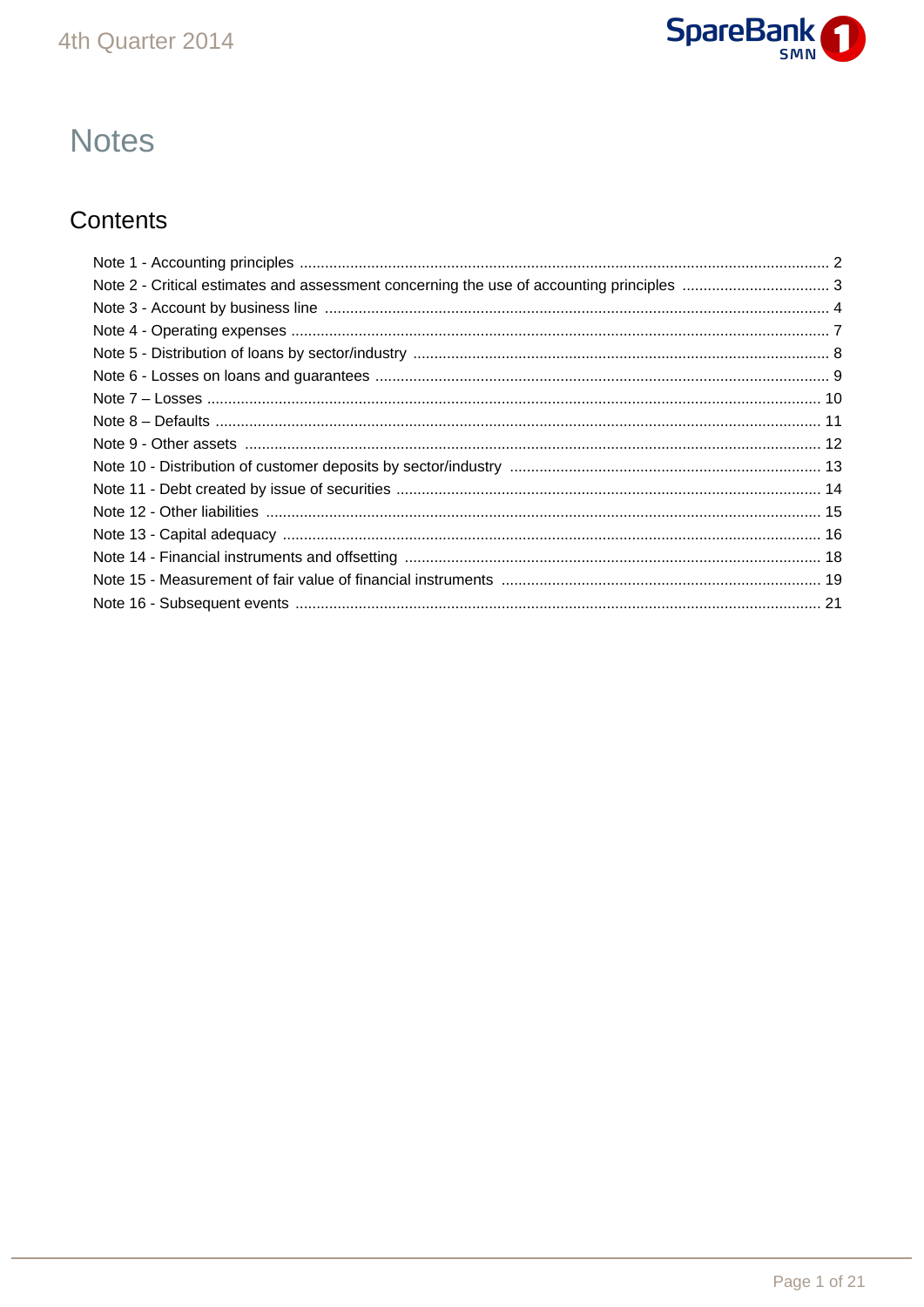# Notes

## Contents

Note 1 - Accounting principles ..... 2
Note 2 - Critical estimates and assessment concerning the use of accounting principles ..... 3
Note 3 - Account by business line ..... 4
Note 4 - Operating expenses ..... 7
Note 5 - Distribution of loans by sector/industry ..... 8
Note 6 - Losses on loans and guarantees ..... 9
Note 7 – Losses ..... 10
Note 8 – Defaults ..... 11
Note 9 - Other assets ..... 12
Note 10 - Distribution of customer deposits by sector/industry ..... 13
Note 11 - Debt created by issue of securities ..... 14
Note 12 - Other liabilities ..... 15
Note 13 - Capital adequacy ..... 16
Note 14 - Financial instruments and offsetting ..... 18
Note 15 - Measurement of fair value of financial instruments ..... 19
Note 16 - Subsequent events ..... 21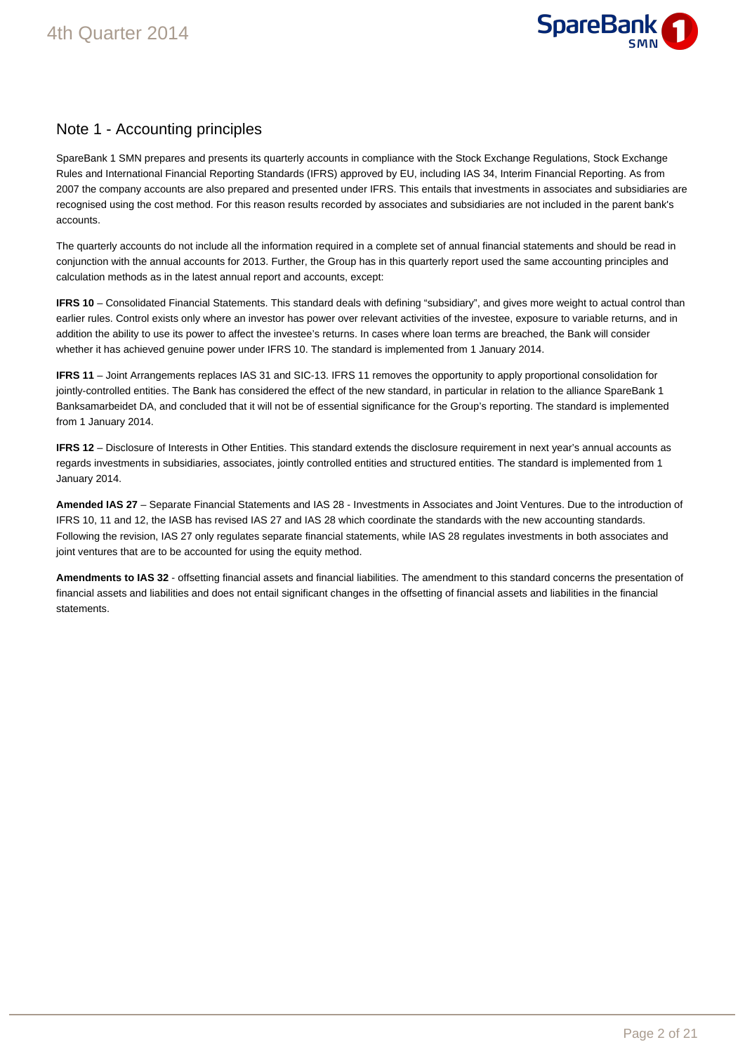## Note 1 - Accounting principles

SpareBank 1 SMN prepares and presents its quarterly accounts in compliance with the Stock Exchange Regulations, Stock Exchange Rules and International Financial Reporting Standards (IFRS) approved by EU, including IAS 34, Interim Financial Reporting. As from 2007 the company accounts are also prepared and presented under IFRS. This entails that investments in associates and subsidiaries are recognised using the cost method. For this reason results recorded by associates and subsidiaries are not included in the parent bank's accounts.

The quarterly accounts do not include all the information required in a complete set of annual financial statements and should be read in conjunction with the annual accounts for 2013. Further, the Group has in this quarterly report used the same accounting principles and calculation methods as in the latest annual report and accounts, except:

**IFRS 10** – Consolidated Financial Statements. This standard deals with defining "subsidiary", and gives more weight to actual control than earlier rules. Control exists only where an investor has power over relevant activities of the investee, exposure to variable returns, and in addition the ability to use its power to affect the investee's returns. In cases where loan terms are breached, the Bank will consider whether it has achieved genuine power under IFRS 10. The standard is implemented from 1 January 2014.

**IFRS 11** – Joint Arrangements replaces IAS 31 and SIC-13. IFRS 11 removes the opportunity to apply proportional consolidation for jointly-controlled entities. The Bank has considered the effect of the new standard, in particular in relation to the alliance SpareBank 1 Banksamarbeidet DA, and concluded that it will not be of essential significance for the Group's reporting. The standard is implemented from 1 January 2014.

**IFRS 12** – Disclosure of Interests in Other Entities. This standard extends the disclosure requirement in next year's annual accounts as regards investments in subsidiaries, associates, jointly controlled entities and structured entities. The standard is implemented from 1 January 2014.

**Amended IAS 27** – Separate Financial Statements and IAS 28 - Investments in Associates and Joint Ventures. Due to the introduction of IFRS 10, 11 and 12, the IASB has revised IAS 27 and IAS 28 which coordinate the standards with the new accounting standards. Following the revision, IAS 27 only regulates separate financial statements, while IAS 28 regulates investments in both associates and joint ventures that are to be accounted for using the equity method.

**Amendments to IAS 32** - offsetting financial assets and financial liabilities. The amendment to this standard concerns the presentation of financial assets and liabilities and does not entail significant changes in the offsetting of financial assets and liabilities in the financial statements.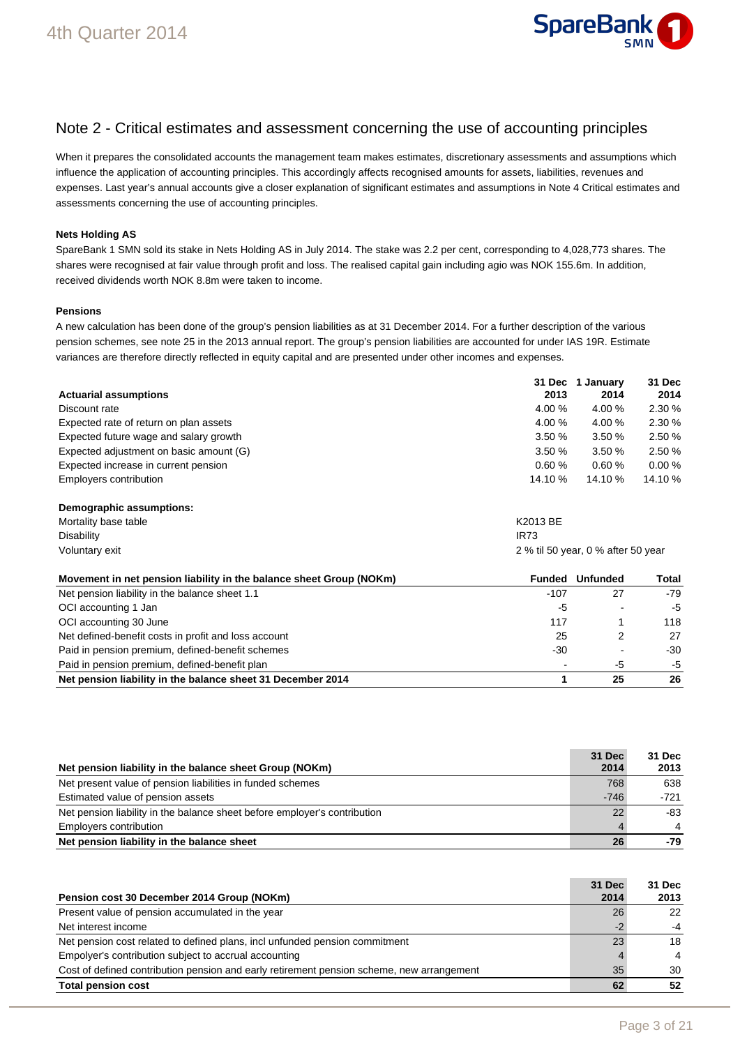## Note 2 - Critical estimates and assessment concerning the use of accounting principles

When it prepares the consolidated accounts the management team makes estimates, discretionary assessments and assumptions which influence the application of accounting principles. This accordingly affects recognised amounts for assets, liabilities, revenues and expenses. Last year's annual accounts give a closer explanation of significant estimates and assumptions in Note 4 Critical estimates and assessments concerning the use of accounting principles.

**Nets Holding AS**

SpareBank 1 SMN sold its stake in Nets Holding AS in July 2014. The stake was 2.2 per cent, corresponding to 4,028,773 shares. The shares were recognised at fair value through profit and loss. The realised capital gain including agio was NOK 155.6m. In addition, received dividends worth NOK 8.8m were taken to income.

**Pensions**

A new calculation has been done of the group's pension liabilities as at 31 December 2014. For a further description of the various pension schemes, see note 25 in the 2013 annual report. The group's pension liabilities are accounted for under IAS 19R. Estimate variances are therefore directly reflected in equity capital and are presented under other incomes and expenses.

| Actuarial assumptions | 31 Dec 2013 | 1 January 2014 | 31 Dec 2014 |
|---|---|---|---|
| Discount rate | 4.00 % | 4.00 % | 2.30 % |
| Expected rate of return on plan assets | 4.00 % | 4.00 % | 2.30 % |
| Expected future wage and salary growth | 3.50 % | 3.50 % | 2.50 % |
| Expected adjustment on basic amount (G) | 3.50 % | 3.50 % | 2.50 % |
| Expected increase in current pension | 0.60 % | 0.60 % | 0.00 % |
| Employers contribution | 14.10 % | 14.10 % | 14.10 % |

| Demographic assumptions: | |
|---|---|
| Mortality base table | K2013 BE |
| Disability | IR73 |
| Voluntary exit | 2 % til 50 year, 0 % after 50 year |

| Movement in net pension liability in the balance sheet Group (NOKm) | Funded | Unfunded | Total |
|---|---|---|---|
| Net pension liability in the balance sheet 1.1 | -107 | 27 | -79 |
| OCI accounting 1 Jan | -5 | - | -5 |
| OCI accounting 30 June | 117 | 1 | 118 |
| Net defined-benefit costs in profit and loss account | 25 | 2 | 27 |
| Paid in pension premium, defined-benefit schemes | -30 | - | -30 |
| Paid in pension premium, defined-benefit plan | - | -5 | -5 |
| **Net pension liability in the balance sheet 31 December 2014** | **1** | **25** | **26** |

| Net pension liability in the balance sheet Group (NOKm) | 31 Dec 2014 | 31 Dec 2013 |
|---|---|---|
| Net present value of pension liabilities in funded schemes | 768 | 638 |
| Estimated value of pension assets | -746 | -721 |
| Net pension liability in the balance sheet before employer's contribution | 22 | -83 |
| Employers contribution | 4 | 4 |
| **Net pension liability in the balance sheet** | **26** | **-79** |

| Pension cost 30 December 2014 Group (NOKm) | 31 Dec 2014 | 31 Dec 2013 |
|---|---|---|
| Present value of pension accumulated in the year | 26 | 22 |
| Net interest income | -2 | -4 |
| Net pension cost related to defined plans, incl unfunded pension commitment | 23 | 18 |
| Empolyer's contribution subject to accrual accounting | 4 | 4 |
| Cost of defined contribution pension and early retirement pension scheme, new arrangement | 35 | 30 |
| **Total pension cost** | **62** | **52** |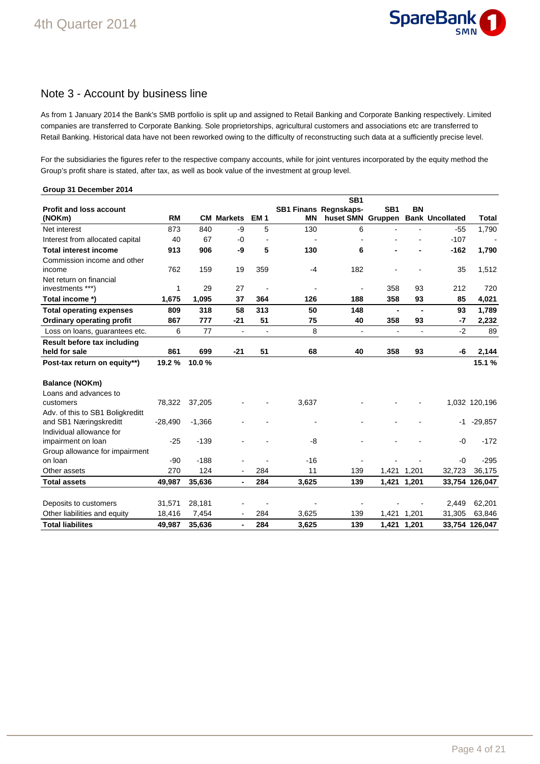## Note 3 - Account by business line

As from 1 January 2014 the Bank's SMB portfolio is split up and assigned to Retail Banking and Corporate Banking respectively. Limited companies are transferred to Corporate Banking. Sole proprietorships, agricultural customers and associations etc are transferred to Retail Banking. Historical data have not been reworked owing to the difficulty of reconstructing such data at a sufficiently precise level.

For the subsidiaries the figures refer to the respective company accounts, while for joint ventures incorporated by the equity method the Group's profit share is stated, after tax, as well as book value of the investment at group level.

**Group 31 December 2014**

| Profit and loss account (NOKm) | RM | CM | Markets | EM 1 | SB1 Finans MN | SB1 Regnskaps-huset SMN | SB1 Gruppen | BN Bank | Uncollated | Total |
|---|---|---|---|---|---|---|---|---|---|---|
| Net interest | 873 | 840 | -9 | 5 | 130 | 6 | - | - | -55 | 1,790 |
| Interest from allocated capital | 40 | 67 | -0 | - | - | - | - | - | -107 | - |
| **Total interest income** | **913** | **906** | **-9** | **5** | **130** | **6** | **-** | **-** | **-162** | **1,790** |
| Commission income and other income | 762 | 159 | 19 | 359 | -4 | 182 | - | - | 35 | 1,512 |
| Net return on financial investments ***) | 1 | 29 | 27 | - | - | - | 358 | 93 | 212 | 720 |
| **Total income *)** | **1,675** | **1,095** | **37** | **364** | **126** | **188** | **358** | **93** | **85** | **4,021** |
| **Total operating expenses** | **809** | **318** | **58** | **313** | **50** | **148** | **-** | **-** | **93** | **1,789** |
| **Ordinary operating profit** | **867** | **777** | **-21** | **51** | **75** | **40** | **358** | **93** | **-7** | **2,232** |
| Loss on loans, guarantees etc. | 6 | 77 | - | - | 8 | - | - | - | -2 | 89 |
| **Result before tax including held for sale** | **861** | **699** | **-21** | **51** | **68** | **40** | **358** | **93** | **-6** | **2,144** |
| **Post-tax return on equity**)** | **19.2 %** | **10.0 %** | | | | | | | | **15.1 %** |
| | | | | | | | | | | |
| **Balance (NOKm)** | | | | | | | | | | |
| Loans and advances to customers | 78,322 | 37,205 | - | - | 3,637 | - | - | - | 1,032 | 120,196 |
| Adv. of this to SB1 Boligkreditt and SB1 Næringskreditt | -28,490 | -1,366 | - | - | - | - | - | - | -1 | -29,857 |
| Individual allowance for impairment on loan | -25 | -139 | - | - | -8 | - | - | - | -0 | -172 |
| Group allowance for impairment on loan | -90 | -188 | - | - | -16 | - | - | - | -0 | -295 |
| Other assets | 270 | 124 | - | 284 | 11 | 139 | 1,421 | 1,201 | 32,723 | 36,175 |
| **Total assets** | **49,987** | **35,636** | **-** | **284** | **3,625** | **139** | **1,421** | **1,201** | **33,754** | **126,047** |
| | | | | | | | | | | |
| Deposits to customers | 31,571 | 28,181 | - | - | - | - | - | - | 2,449 | 62,201 |
| Other liabilities and equity | 18,416 | 7,454 | - | 284 | 3,625 | 139 | 1,421 | 1,201 | 31,305 | 63,846 |
| **Total liabilites** | **49,987** | **35,636** | **-** | **284** | **3,625** | **139** | **1,421** | **1,201** | **33,754** | **126,047** |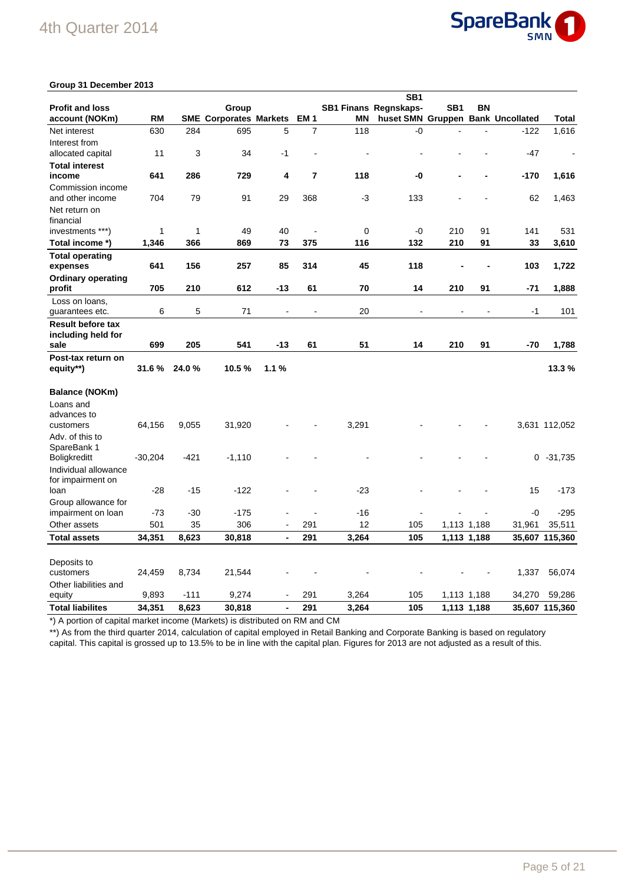**Group 31 December 2013**

| Profit and loss account (NOKm) | RM | SME | Group Corporates | Markets | EM 1 | SB1 Finans MN | SB1 Regnskaps-huset SMN | SB1 Gruppen | BN Bank | Uncollated | Total |
|---|---|---|---|---|---|---|---|---|---|---|---|
| Net interest | 630 | 284 | 695 | 5 | 7 | 118 | -0 | - | - | -122 | 1,616 |
| Interest from allocated capital | 11 | 3 | 34 | -1 | - | - | - | - | - | -47 | - |
| **Total interest income** | **641** | **286** | **729** | **4** | **7** | **118** | **-0** | **-** | **-** | **-170** | **1,616** |
| Commission income and other income | 704 | 79 | 91 | 29 | 368 | -3 | 133 | - | - | 62 | 1,463 |
| Net return on financial investments ***) | 1 | 1 | 49 | 40 | - | 0 | -0 | 210 | 91 | 141 | 531 |
| **Total income *)** | **1,346** | **366** | **869** | **73** | **375** | **116** | **132** | **210** | **91** | **33** | **3,610** |
| **Total operating expenses** | **641** | **156** | **257** | **85** | **314** | **45** | **118** | **-** | **-** | **103** | **1,722** |
| **Ordinary operating profit** | **705** | **210** | **612** | **-13** | **61** | **70** | **14** | **210** | **91** | **-71** | **1,888** |
| Loss on loans, guarantees etc. | 6 | 5 | 71 | - | - | 20 | - | - | - | -1 | 101 |
| **Result before tax including held for sale** | **699** | **205** | **541** | **-13** | **61** | **51** | **14** | **210** | **91** | **-70** | **1,788** |
| **Post-tax return on equity**)** | **31.6 %** | **24.0 %** | **10.5 %** | **1.1 %** | | | | | | | **13.3 %** |
| | | | | | | | | | | | |
| **Balance (NOKm)** | | | | | | | | | | | |
| Loans and advances to customers | 64,156 | 9,055 | 31,920 | - | - | 3,291 | - | - | - | 3,631 | 112,052 |
| Adv. of this to SpareBank 1 Boligkreditt | -30,204 | -421 | -1,110 | - | - | - | - | - | - | 0 | -31,735 |
| Individual allowance for impairment on loan | -28 | -15 | -122 | - | - | -23 | - | - | - | 15 | -173 |
| Group allowance for impairment on loan | -73 | -30 | -175 | - | - | -16 | - | - | - | -0 | -295 |
| Other assets | 501 | 35 | 306 | - | 291 | 12 | 105 | 1,113 | 1,188 | 31,961 | 35,511 |
| **Total assets** | **34,351** | **8,623** | **30,818** | **-** | **291** | **3,264** | **105** | **1,113** | **1,188** | **35,607** | **115,360** |
| | | | | | | | | | | | |
| Deposits to customers | 24,459 | 8,734 | 21,544 | - | - | - | - | - | - | 1,337 | 56,074 |
| Other liabilities and equity | 9,893 | -111 | 9,274 | - | 291 | 3,264 | 105 | 1,113 | 1,188 | 34,270 | 59,286 |
| **Total liabilites** | **34,351** | **8,623** | **30,818** | **-** | **291** | **3,264** | **105** | **1,113** | **1,188** | **35,607** | **115,360** |

*) A portion of capital market income (Markets) is distributed on RM and CM

**) As from the third quarter 2014, calculation of capital employed in Retail Banking and Corporate Banking is based on regulatory capital. This capital is grossed up to 13.5% to be in line with the capital plan. Figures for 2013 are not adjusted as a result of this.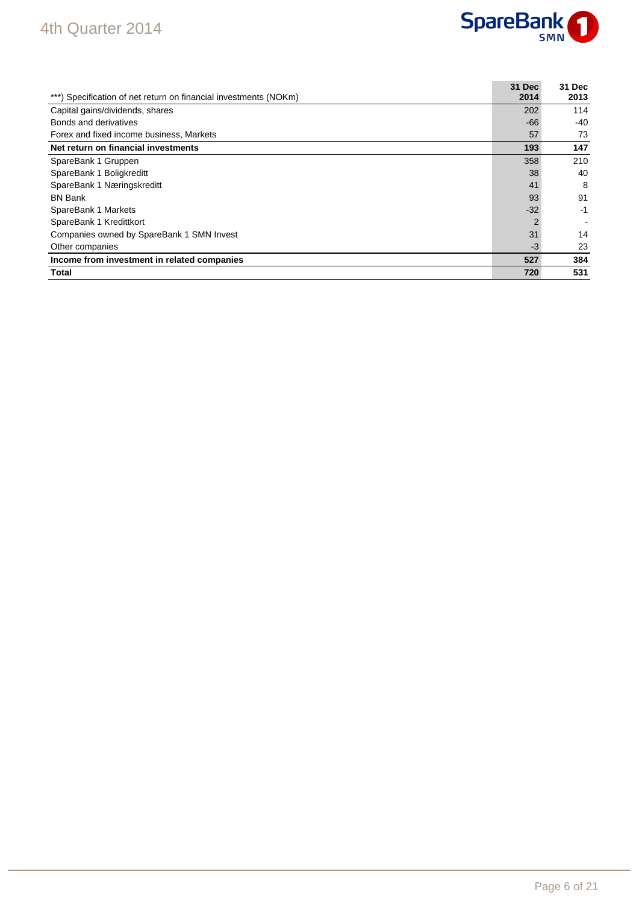| ***) Specification of net return on financial investments (NOKm) | 31 Dec 2014 | 31 Dec 2013 |
|---|---|---|
| Capital gains/dividends, shares | 202 | 114 |
| Bonds and derivatives | -66 | -40 |
| Forex and fixed income business, Markets | 57 | 73 |
| **Net return on financial investments** | **193** | **147** |
| SpareBank 1 Gruppen | 358 | 210 |
| SpareBank 1 Boligkreditt | 38 | 40 |
| SpareBank 1 Næringskreditt | 41 | 8 |
| BN Bank | 93 | 91 |
| SpareBank 1 Markets | -32 | -1 |
| SpareBank 1 Kredittkort | 2 | - |
| Companies owned by SpareBank 1 SMN Invest | 31 | 14 |
| Other companies | -3 | 23 |
| **Income from investment in related companies** | **527** | **384** |
| **Total** | **720** | **531** |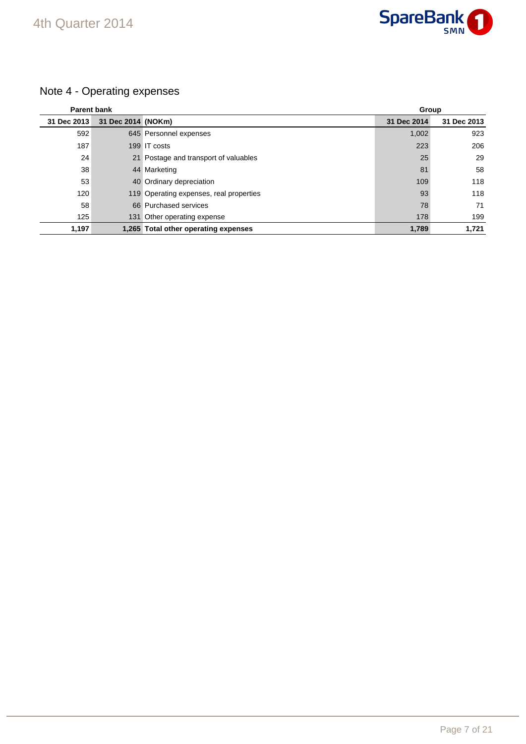## Note 4 - Operating expenses

| Parent bank | | | Group | |
|---|---|---|---|---|
| 31 Dec 2013 | 31 Dec 2014 | (NOKm) | 31 Dec 2014 | 31 Dec 2013 |
| 592 | 645 | Personnel expenses | 1,002 | 923 |
| 187 | 199 | IT costs | 223 | 206 |
| 24 | 21 | Postage and transport of valuables | 25 | 29 |
| 38 | 44 | Marketing | 81 | 58 |
| 53 | 40 | Ordinary depreciation | 109 | 118 |
| 120 | 119 | Operating expenses, real properties | 93 | 118 |
| 58 | 66 | Purchased services | 78 | 71 |
| 125 | 131 | Other operating expense | 178 | 199 |
| **1,197** | **1,265** | **Total other operating expenses** | **1,789** | **1,721** |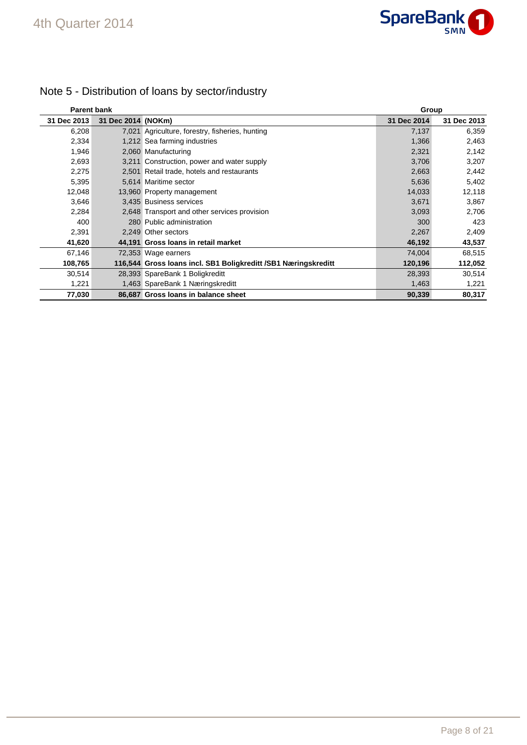## Note 5 - Distribution of loans by sector/industry

| Parent bank | | | Group | |
|---|---|---|---|---|
| 31 Dec 2013 | 31 Dec 2014 | (NOKm) | 31 Dec 2014 | 31 Dec 2013 |
| 6,208 | 7,021 | Agriculture, forestry, fisheries, hunting | 7,137 | 6,359 |
| 2,334 | 1,212 | Sea farming industries | 1,366 | 2,463 |
| 1,946 | 2,060 | Manufacturing | 2,321 | 2,142 |
| 2,693 | 3,211 | Construction, power and water supply | 3,706 | 3,207 |
| 2,275 | 2,501 | Retail trade, hotels and restaurants | 2,663 | 2,442 |
| 5,395 | 5,614 | Maritime sector | 5,636 | 5,402 |
| 12,048 | 13,960 | Property management | 14,033 | 12,118 |
| 3,646 | 3,435 | Business services | 3,671 | 3,867 |
| 2,284 | 2,648 | Transport and other services provision | 3,093 | 2,706 |
| 400 | 280 | Public administration | 300 | 423 |
| 2,391 | 2,249 | Other sectors | 2,267 | 2,409 |
| **41,620** | **44,191** | **Gross loans in retail market** | **46,192** | **43,537** |
| 67,146 | 72,353 | Wage earners | 74,004 | 68,515 |
| **108,765** | **116,544** | **Gross loans incl. SB1 Boligkreditt /SB1 Næringskreditt** | **120,196** | **112,052** |
| 30,514 | 28,393 | SpareBank 1 Boligkreditt | 28,393 | 30,514 |
| 1,221 | 1,463 | SpareBank 1 Næringskreditt | 1,463 | 1,221 |
| **77,030** | **86,687** | **Gross loans in balance sheet** | **90,339** | **80,317** |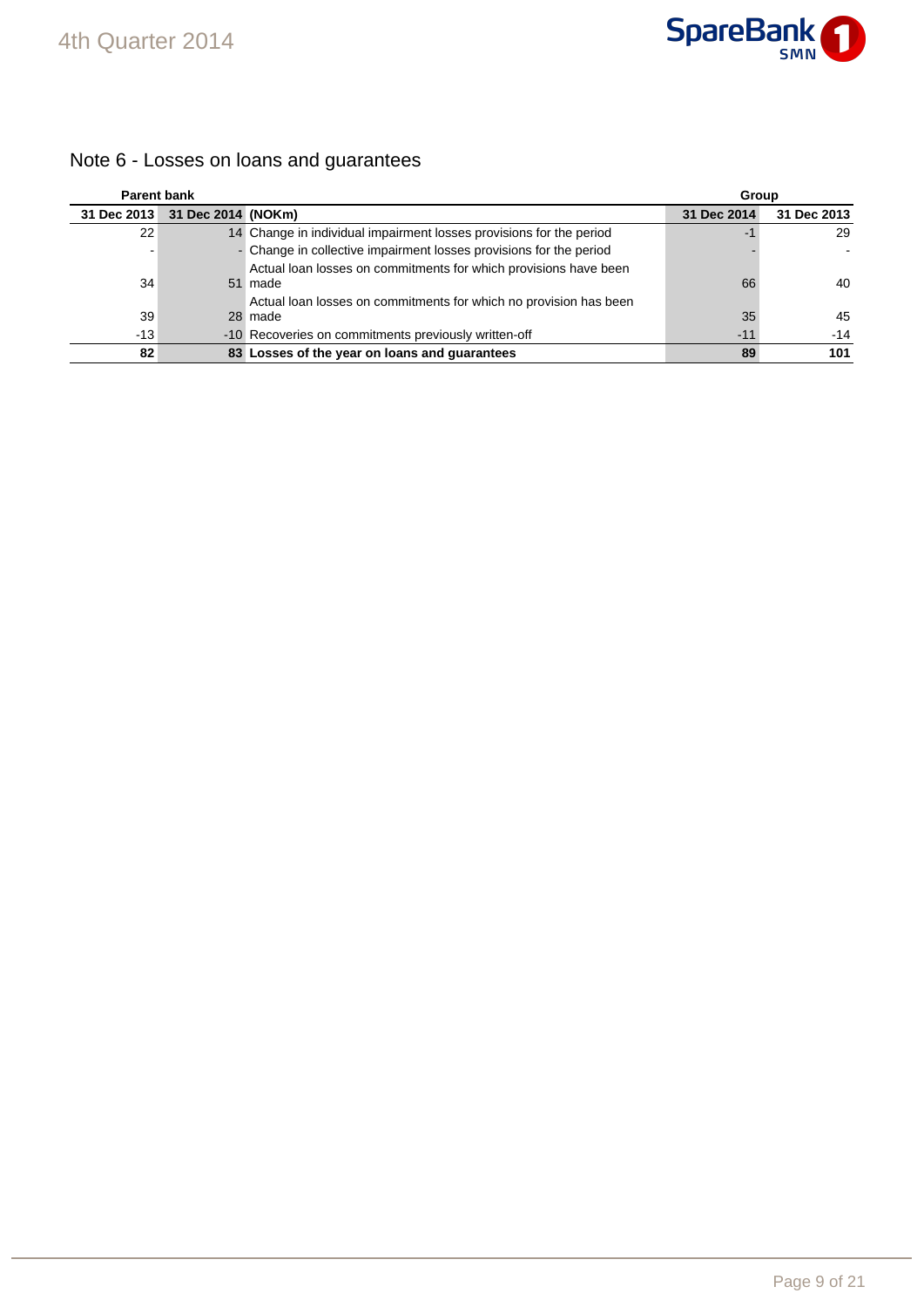## Note 6 - Losses on loans and guarantees

| Parent bank | | | Group | |
|---|---|---|---|---|
| 31 Dec 2013 | 31 Dec 2014 | (NOKm) | 31 Dec 2014 | 31 Dec 2013 |
| 22 | 14 | Change in individual impairment losses provisions for the period | -1 | 29 |
| - | - | Change in collective impairment losses provisions for the period | - | - |
| 34 | 51 | Actual loan losses on commitments for which provisions have been made | 66 | 40 |
| 39 | 28 | Actual loan losses on commitments for which no provision has been made | 35 | 45 |
| -13 | -10 | Recoveries on commitments previously written-off | -11 | -14 |
| **82** | **83** | **Losses of the year on loans and guarantees** | **89** | **101** |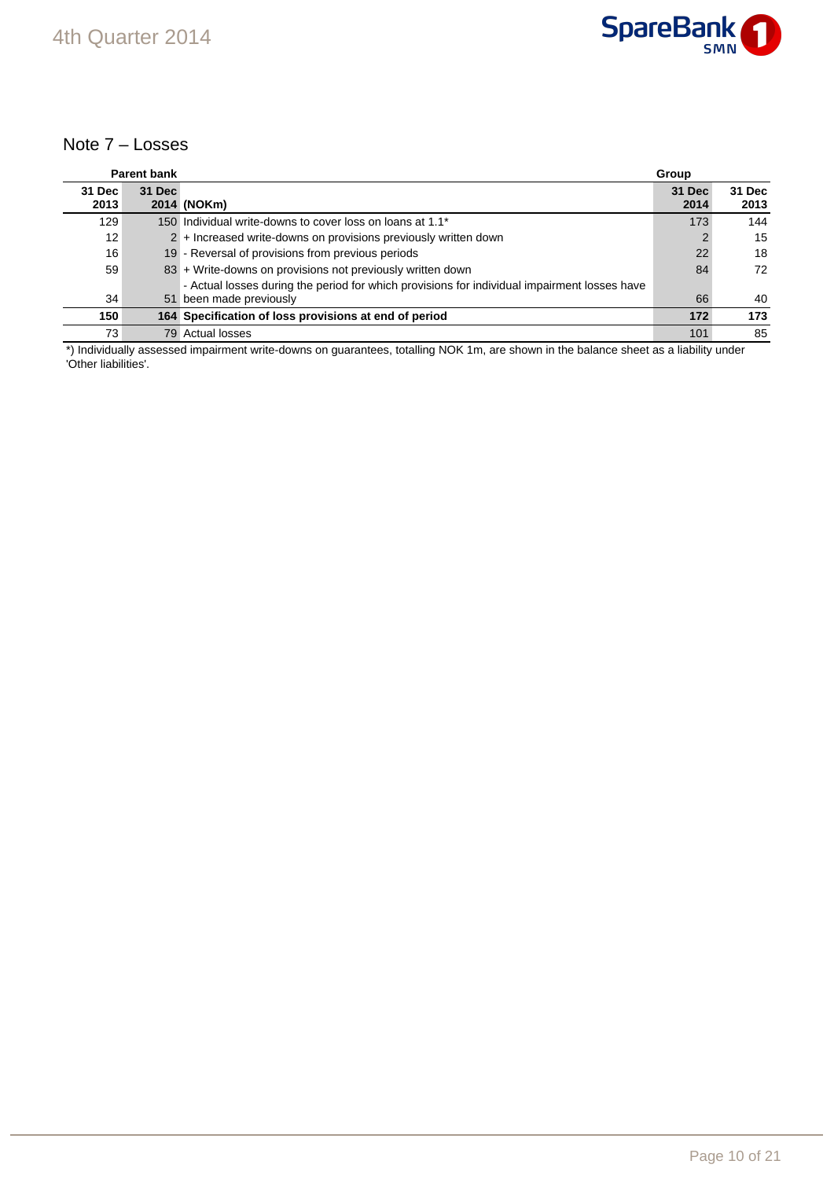## Note 7 – Losses

| Parent bank | | | Group | |
|---|---|---|---|---|
| 31 Dec 2013 | 31 Dec 2014 | (NOKm) | 31 Dec 2014 | 31 Dec 2013 |
| 129 | 150 | Individual write-downs to cover loss on loans at 1.1* | 173 | 144 |
| 12 | 2 | + Increased write-downs on provisions previously written down | 2 | 15 |
| 16 | 19 | - Reversal of provisions from previous periods | 22 | 18 |
| 59 | 83 | + Write-downs on provisions not previously written down | 84 | 72 |
| 34 | 51 | - Actual losses during the period for which provisions for individual impairment losses have been made previously | 66 | 40 |
| **150** | **164** | **Specification of loss provisions at end of period** | **172** | **173** |
| 73 | 79 | Actual losses | 101 | 85 |

*) Individually assessed impairment write-downs on guarantees, totalling NOK 1m, are shown in the balance sheet as a liability under 'Other liabilities'.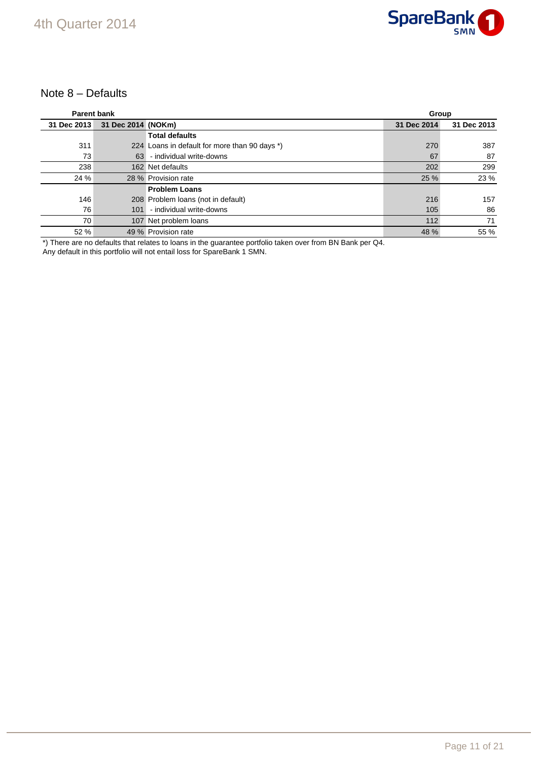## Note 8 – Defaults

| Parent bank | | | Group | |
|---|---|---|---|---|
| 31 Dec 2013 | 31 Dec 2014 | (NOKm) | 31 Dec 2014 | 31 Dec 2013 |
| | | **Total defaults** | | |
| 311 | 224 | Loans in default for more than 90 days *) | 270 | 387 |
| 73 | 63 | - individual write-downs | 67 | 87 |
| 238 | 162 | Net defaults | 202 | 299 |
| 24 % | 28 % | Provision rate | 25 % | 23 % |
| | | **Problem Loans** | | |
| 146 | 208 | Problem loans (not in default) | 216 | 157 |
| 76 | 101 | - individual write-downs | 105 | 86 |
| 70 | 107 | Net problem loans | 112 | 71 |
| 52 % | 49 % | Provision rate | 48 % | 55 % |

*) There are no defaults that relates to loans in the guarantee portfolio taken over from BN Bank per Q4. Any default in this portfolio will not entail loss for SpareBank 1 SMN.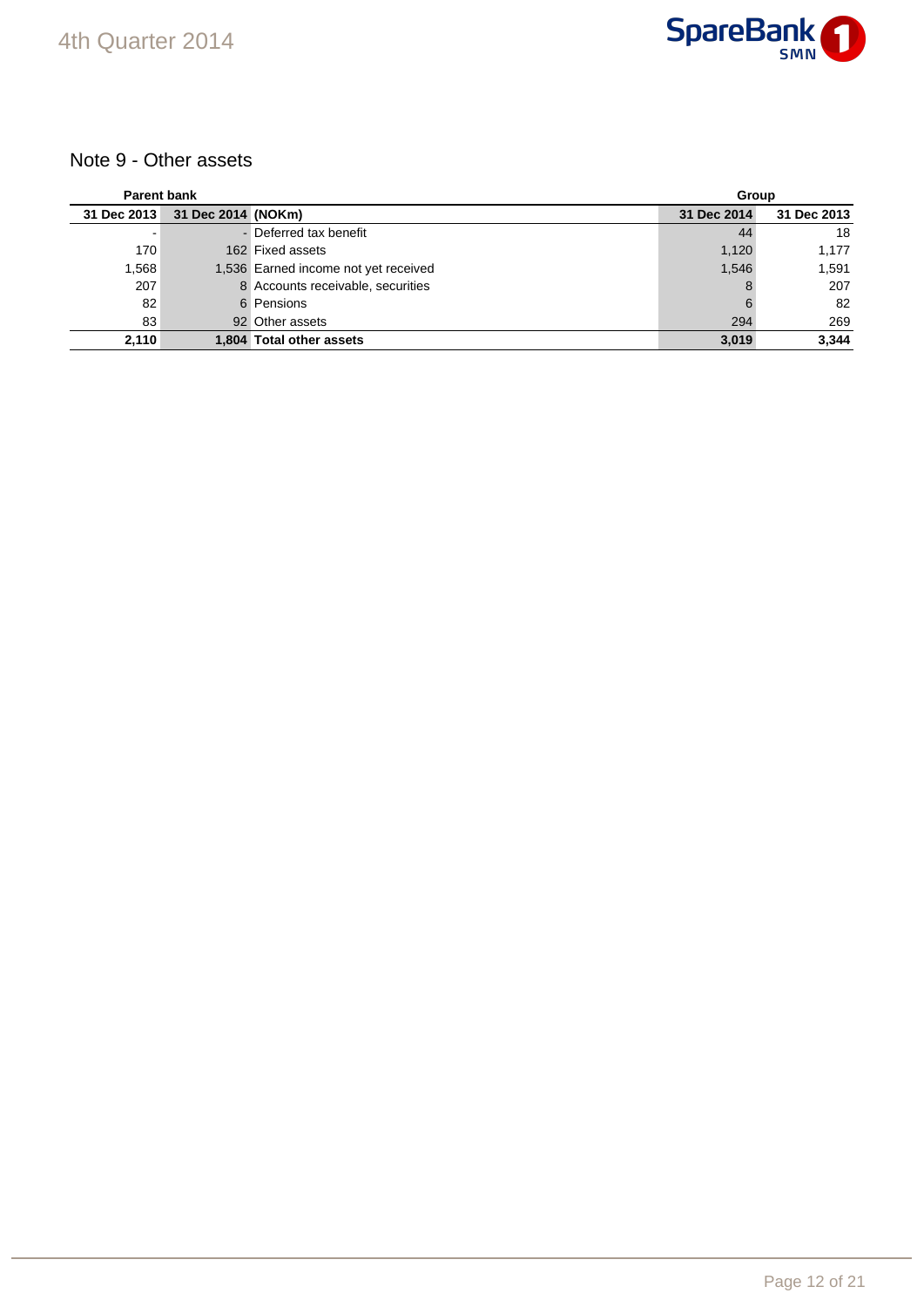## Note 9 - Other assets

| Parent bank | | | Group | |
|---|---|---|---|---|
| 31 Dec 2013 | 31 Dec 2014 | (NOKm) | 31 Dec 2014 | 31 Dec 2013 |
| - | - | Deferred tax benefit | 44 | 18 |
| 170 | 162 | Fixed assets | 1,120 | 1,177 |
| 1,568 | 1,536 | Earned income not yet received | 1,546 | 1,591 |
| 207 | 8 | Accounts receivable, securities | 8 | 207 |
| 82 | 6 | Pensions | 6 | 82 |
| 83 | 92 | Other assets | 294 | 269 |
| **2,110** | **1,804** | **Total other assets** | **3,019** | **3,344** |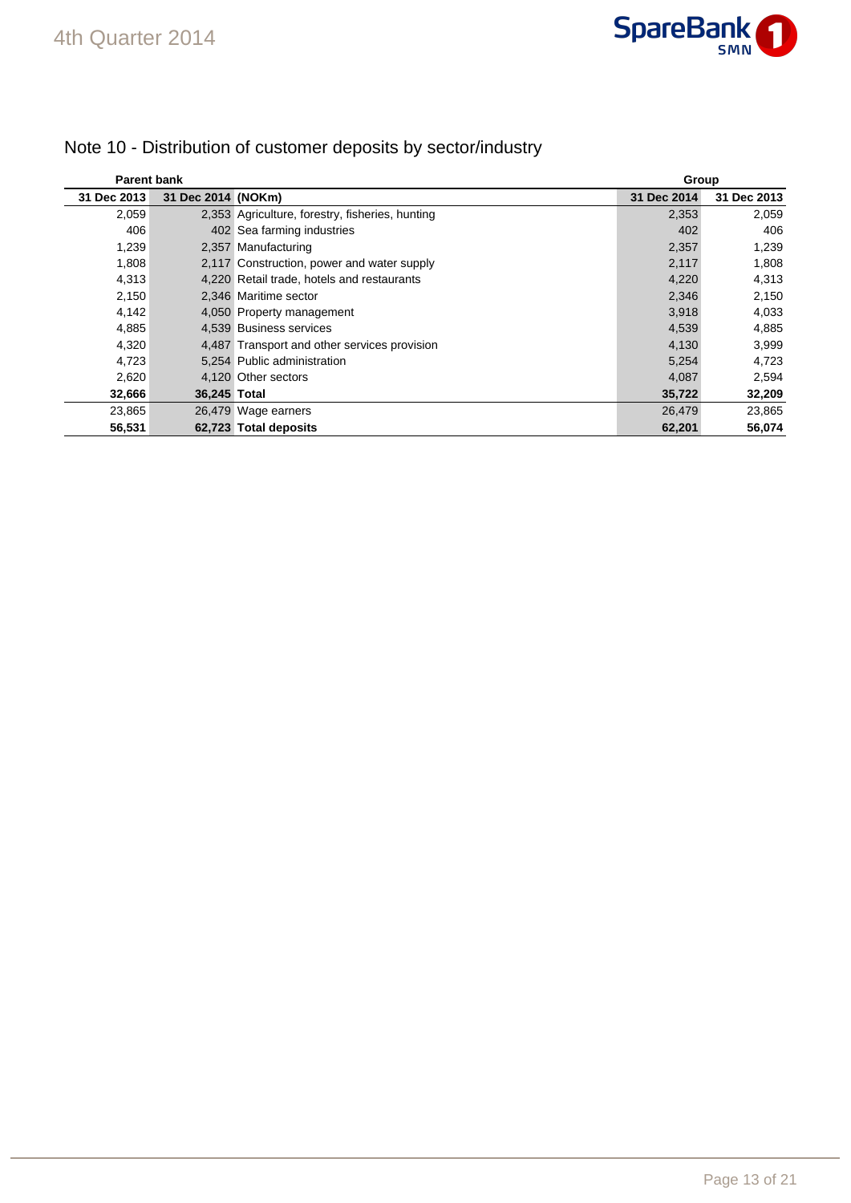# Note 10 - Distribution of customer deposits by sector/industry

| Parent bank | | | Group | |
|---|---|---|---|---|
| 31 Dec 2013 | 31 Dec 2014 | (NOKm) | 31 Dec 2014 | 31 Dec 2013 |
| 2,059 | 2,353 | Agriculture, forestry, fisheries, hunting | 2,353 | 2,059 |
| 406 | 402 | Sea farming industries | 402 | 406 |
| 1,239 | 2,357 | Manufacturing | 2,357 | 1,239 |
| 1,808 | 2,117 | Construction, power and water supply | 2,117 | 1,808 |
| 4,313 | 4,220 | Retail trade, hotels and restaurants | 4,220 | 4,313 |
| 2,150 | 2,346 | Maritime sector | 2,346 | 2,150 |
| 4,142 | 4,050 | Property management | 3,918 | 4,033 |
| 4,885 | 4,539 | Business services | 4,539 | 4,885 |
| 4,320 | 4,487 | Transport and other services provision | 4,130 | 3,999 |
| 4,723 | 5,254 | Public administration | 5,254 | 4,723 |
| 2,620 | 4,120 | Other sectors | 4,087 | 2,594 |
| **32,666** | **36,245** | **Total** | **35,722** | **32,209** |
| 23,865 | 26,479 | Wage earners | 26,479 | 23,865 |
| **56,531** | **62,723** | **Total deposits** | **62,201** | **56,074** |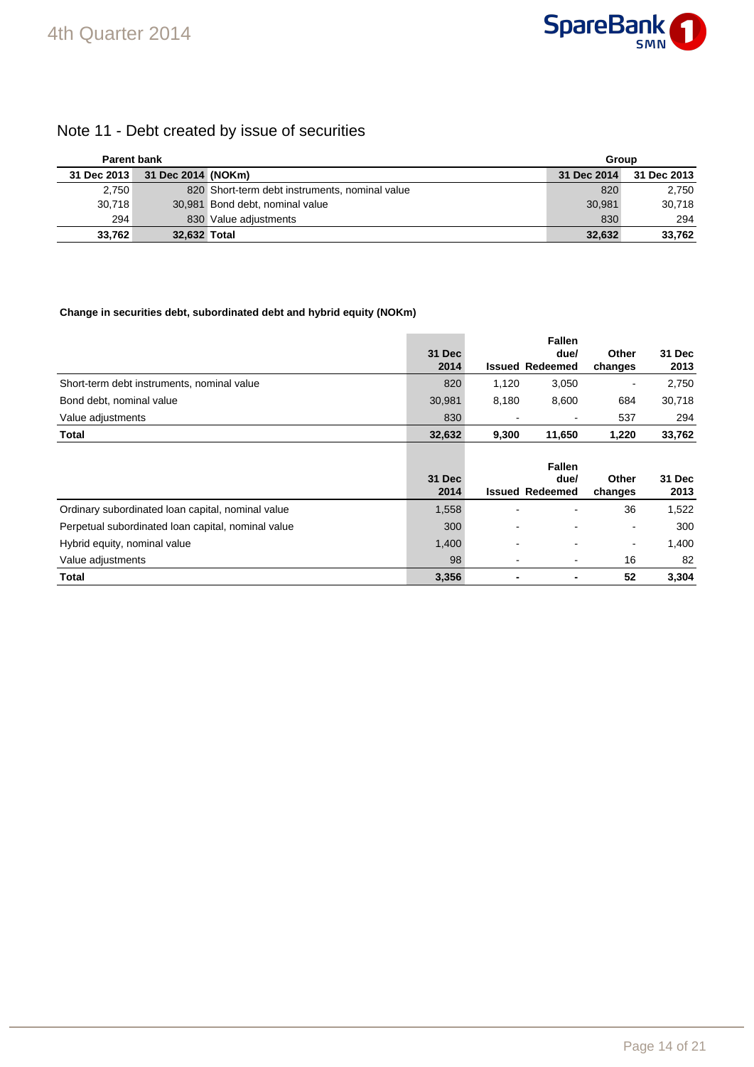## Note 11 - Debt created by issue of securities

| Parent bank | | | Group | |
|---|---|---|---|---|
| 31 Dec 2013 | 31 Dec 2014 | (NOKm) | 31 Dec 2014 | 31 Dec 2013 |
| 2,750 | 820 | Short-term debt instruments, nominal value | 820 | 2,750 |
| 30,718 | 30,981 | Bond debt, nominal value | 30,981 | 30,718 |
| 294 | 830 | Value adjustments | 830 | 294 |
| **33,762** | **32,632** | **Total** | **32,632** | **33,762** |

**Change in securities debt, subordinated debt and hybrid equity (NOKm)**

| | 31 Dec 2014 | Issued | Fallen due/ Redeemed | Other changes | 31 Dec 2013 |
|---|---|---|---|---|---|
| Short-term debt instruments, nominal value | 820 | 1,120 | 3,050 | - | 2,750 |
| Bond debt, nominal value | 30,981 | 8,180 | 8,600 | 684 | 30,718 |
| Value adjustments | 830 | - | - | 537 | 294 |
| **Total** | **32,632** | **9,300** | **11,650** | **1,220** | **33,762** |

| | 31 Dec 2014 | Issued | Fallen due/ Redeemed | Other changes | 31 Dec 2013 |
|---|---|---|---|---|---|
| Ordinary subordinated loan capital, nominal value | 1,558 | - | - | 36 | 1,522 |
| Perpetual subordinated loan capital, nominal value | 300 | - | - | - | 300 |
| Hybrid equity, nominal value | 1,400 | - | - | - | 1,400 |
| Value adjustments | 98 | - | - | 16 | 82 |
| **Total** | **3,356** | **-** | **-** | **52** | **3,304** |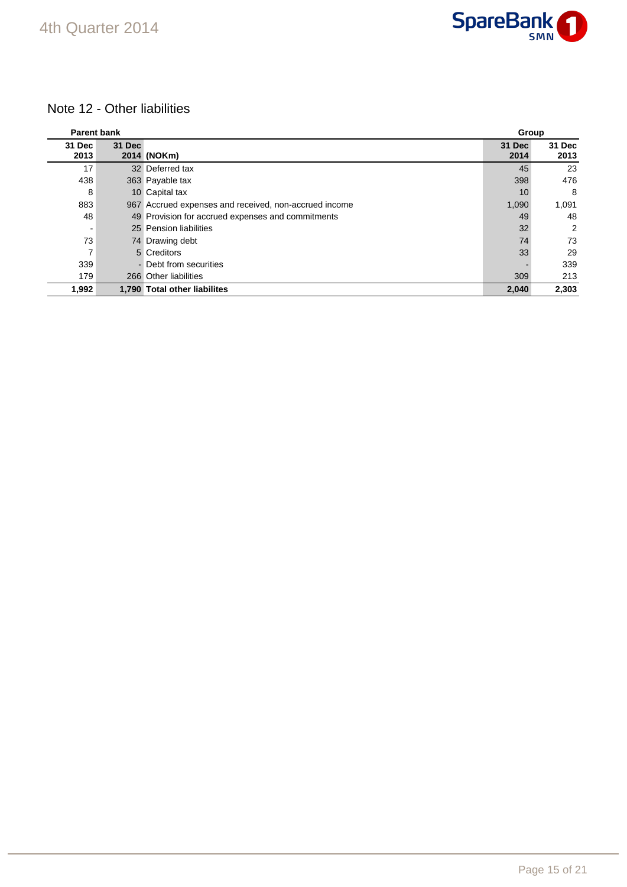## Note 12 - Other liabilities

| Parent bank | | | Group | |
|---|---|---|---|---|
| 31 Dec 2013 | 31 Dec 2014 | (NOKm) | 31 Dec 2014 | 31 Dec 2013 |
| 17 | 32 | Deferred tax | 45 | 23 |
| 438 | 363 | Payable tax | 398 | 476 |
| 8 | 10 | Capital tax | 10 | 8 |
| 883 | 967 | Accrued expenses and received, non-accrued income | 1,090 | 1,091 |
| 48 | 49 | Provision for accrued expenses and commitments | 49 | 48 |
| - | 25 | Pension liabilities | 32 | 2 |
| 73 | 74 | Drawing debt | 74 | 73 |
| 7 | 5 | Creditors | 33 | 29 |
| 339 | - | Debt from securities | - | 339 |
| 179 | 266 | Other liabilities | 309 | 213 |
| **1,992** | **1,790** | **Total other liabilites** | **2,040** | **2,303** |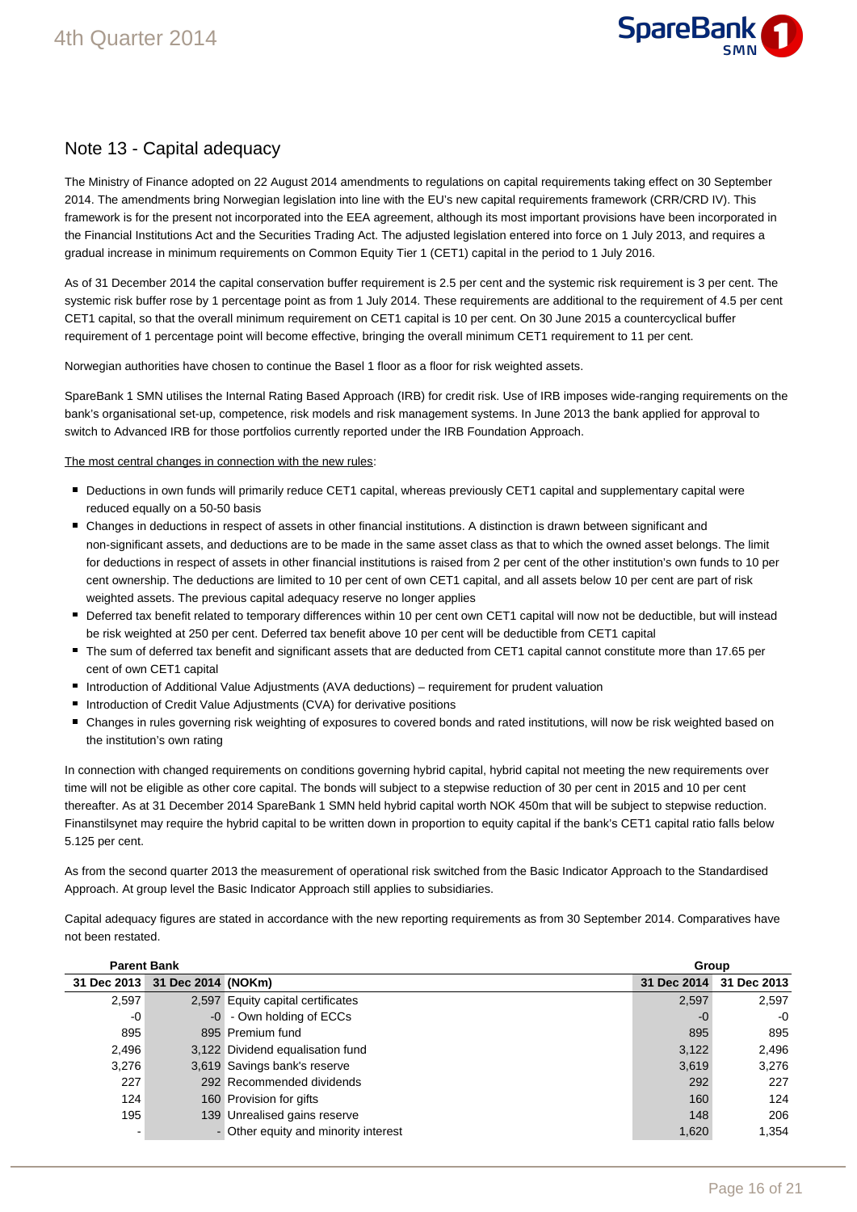## Note 13 - Capital adequacy

The Ministry of Finance adopted on 22 August 2014 amendments to regulations on capital requirements taking effect on 30 September 2014. The amendments bring Norwegian legislation into line with the EU's new capital requirements framework (CRR/CRD IV). This framework is for the present not incorporated into the EEA agreement, although its most important provisions have been incorporated in the Financial Institutions Act and the Securities Trading Act. The adjusted legislation entered into force on 1 July 2013, and requires a gradual increase in minimum requirements on Common Equity Tier 1 (CET1) capital in the period to 1 July 2016.

As of 31 December 2014 the capital conservation buffer requirement is 2.5 per cent and the systemic risk requirement is 3 per cent. The systemic risk buffer rose by 1 percentage point as from 1 July 2014. These requirements are additional to the requirement of 4.5 per cent CET1 capital, so that the overall minimum requirement on CET1 capital is 10 per cent. On 30 June 2015 a countercyclical buffer requirement of 1 percentage point will become effective, bringing the overall minimum CET1 requirement to 11 per cent.

Norwegian authorities have chosen to continue the Basel 1 floor as a floor for risk weighted assets.

SpareBank 1 SMN utilises the Internal Rating Based Approach (IRB) for credit risk. Use of IRB imposes wide-ranging requirements on the bank's organisational set-up, competence, risk models and risk management systems. In June 2013 the bank applied for approval to switch to Advanced IRB for those portfolios currently reported under the IRB Foundation Approach.

The most central changes in connection with the new rules:

- Deductions in own funds will primarily reduce CET1 capital, whereas previously CET1 capital and supplementary capital were reduced equally on a 50-50 basis
- Changes in deductions in respect of assets in other financial institutions. A distinction is drawn between significant and non-significant assets, and deductions are to be made in the same asset class as that to which the owned asset belongs. The limit for deductions in respect of assets in other financial institutions is raised from 2 per cent of the other institution's own funds to 10 per cent ownership. The deductions are limited to 10 per cent of own CET1 capital, and all assets below 10 per cent are part of risk weighted assets. The previous capital adequacy reserve no longer applies
- Deferred tax benefit related to temporary differences within 10 per cent own CET1 capital will now not be deductible, but will instead be risk weighted at 250 per cent. Deferred tax benefit above 10 per cent will be deductible from CET1 capital
- The sum of deferred tax benefit and significant assets that are deducted from CET1 capital cannot constitute more than 17.65 per cent of own CET1 capital
- Introduction of Additional Value Adjustments (AVA deductions) – requirement for prudent valuation
- Introduction of Credit Value Adjustments (CVA) for derivative positions
- Changes in rules governing risk weighting of exposures to covered bonds and rated institutions, will now be risk weighted based on the institution's own rating

In connection with changed requirements on conditions governing hybrid capital, hybrid capital not meeting the new requirements over time will not be eligible as other core capital. The bonds will subject to a stepwise reduction of 30 per cent in 2015 and 10 per cent thereafter. As at 31 December 2014 SpareBank 1 SMN held hybrid capital worth NOK 450m that will be subject to stepwise reduction. Finanstilsynet may require the hybrid capital to be written down in proportion to equity capital if the bank's CET1 capital ratio falls below 5.125 per cent.

As from the second quarter 2013 the measurement of operational risk switched from the Basic Indicator Approach to the Standardised Approach. At group level the Basic Indicator Approach still applies to subsidiaries.

Capital adequacy figures are stated in accordance with the new reporting requirements as from 30 September 2014. Comparatives have not been restated.

| Parent Bank | | | Group | |
|---|---|---|---|---|
| 31 Dec 2013 | 31 Dec 2014 | (NOKm) | 31 Dec 2014 | 31 Dec 2013 |
| 2,597 | 2,597 | Equity capital certificates | 2,597 | 2,597 |
| -0 | -0 | - Own holding of ECCs | -0 | -0 |
| 895 | 895 | Premium fund | 895 | 895 |
| 2,496 | 3,122 | Dividend equalisation fund | 3,122 | 2,496 |
| 3,276 | 3,619 | Savings bank's reserve | 3,619 | 3,276 |
| 227 | 292 | Recommended dividends | 292 | 227 |
| 124 | 160 | Provision for gifts | 160 | 124 |
| 195 | 139 | Unrealised gains reserve | 148 | 206 |
| - | - | Other equity and minority interest | 1,620 | 1,354 |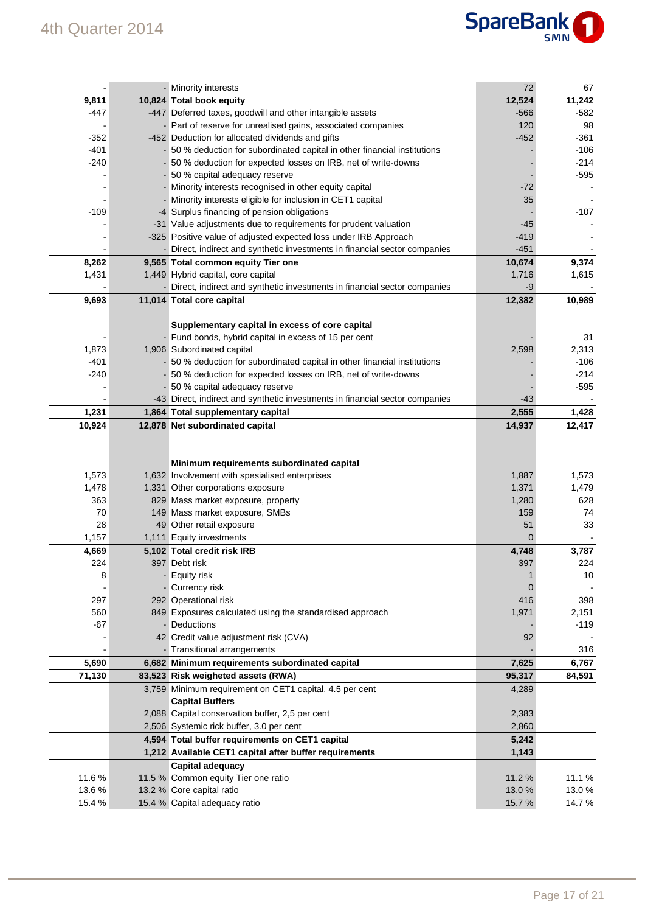| | | | | |
|---|---|---|---|---|
| - | - | Minority interests | 72 | 67 |
| **9,811** | **10,824** | **Total book equity** | **12,524** | **11,242** |
| -447 | -447 | Deferred taxes, goodwill and other intangible assets | -566 | -582 |
| - | - | Part of reserve for unrealised gains, associated companies | 120 | 98 |
| -352 | -452 | Deduction for allocated dividends and gifts | -452 | -361 |
| -401 | - | 50 % deduction for subordinated capital in other financial institutions | - | -106 |
| -240 | - | 50 % deduction for expected losses on IRB, net of write-downs | - | -214 |
| - | - | 50 % capital adequacy reserve | - | -595 |
| - | - | Minority interests recognised in other equity capital | -72 | - |
| - | - | Minority interests eligible for inclusion in CET1 capital | 35 | - |
| -109 | -4 | Surplus financing of pension obligations | - | -107 |
| - | -31 | Value adjustments due to requirements for prudent valuation | -45 | - |
| - | -325 | Positive value of adjusted expected loss under IRB Approach | -419 | - |
| - | - | Direct, indirect and synthetic investments in financial sector companies | -451 | - |
| **8,262** | **9,565** | **Total common equity Tier one** | **10,674** | **9,374** |
| 1,431 | 1,449 | Hybrid capital, core capital | 1,716 | 1,615 |
| - | - | Direct, indirect and synthetic investments in financial sector companies | -9 | - |
| **9,693** | **11,014** | **Total core capital** | **12,382** | **10,989** |
| | | | | |
| | | **Supplementary capital in excess of core capital** | | |
| - | - | Fund bonds, hybrid capital in excess of 15 per cent | - | 31 |
| 1,873 | 1,906 | Subordinated capital | 2,598 | 2,313 |
| -401 | - | 50 % deduction for subordinated capital in other financial institutions | - | -106 |
| -240 | - | 50 % deduction for expected losses on IRB, net of write-downs | - | -214 |
| - | - | 50 % capital adequacy reserve | - | -595 |
| - | -43 | Direct, indirect and synthetic investments in financial sector companies | -43 | - |
| **1,231** | **1,864** | **Total supplementary capital** | **2,555** | **1,428** |
| **10,924** | **12,878** | **Net subordinated capital** | **14,937** | **12,417** |
| | | | | |
| | | **Minimum requirements subordinated capital** | | |
| 1,573 | 1,632 | Involvement with spesialised enterprises | 1,887 | 1,573 |
| 1,478 | 1,331 | Other corporations exposure | 1,371 | 1,479 |
| 363 | 829 | Mass market exposure, property | 1,280 | 628 |
| 70 | 149 | Mass market exposure, SMBs | 159 | 74 |
| 28 | 49 | Other retail exposure | 51 | 33 |
| 1,157 | 1,111 | Equity investments | 0 | - |
| **4,669** | **5,102** | **Total credit risk IRB** | **4,748** | **3,787** |
| 224 | 397 | Debt risk | 397 | 224 |
| 8 | - | Equity risk | 1 | 10 |
| - | - | Currency risk | 0 | - |
| 297 | 292 | Operational risk | 416 | 398 |
| 560 | 849 | Exposures calculated using the standardised approach | 1,971 | 2,151 |
| -67 | - | Deductions | - | -119 |
| - | 42 | Credit value adjustment risk (CVA) | 92 | - |
| - | - | Transitional arrangements | - | 316 |
| **5,690** | **6,682** | **Minimum requirements subordinated capital** | **7,625** | **6,767** |
| **71,130** | **83,523** | **Risk weigheted assets (RWA)** | **95,317** | **84,591** |
| | 3,759 | Minimum requirement on CET1 capital, 4.5 per cent | 4,289 | |
| | | **Capital Buffers** | | |
| | 2,088 | Capital conservation buffer, 2,5 per cent | 2,383 | |
| | 2,506 | Systemic rick buffer, 3.0 per cent | 2,860 | |
| | **4,594** | **Total buffer requirements on CET1 capital** | **5,242** | |
| | **1,212** | **Available CET1 capital after buffer requirements** | **1,143** | |
| | | **Capital adequacy** | | |
| 11.6 % | 11.5 % | Common equity Tier one ratio | 11.2 % | 11.1 % |
| 13.6 % | 13.2 % | Core capital ratio | 13.0 % | 13.0 % |
| 15.4 % | 15.4 % | Capital adequacy ratio | 15.7 % | 14.7 % |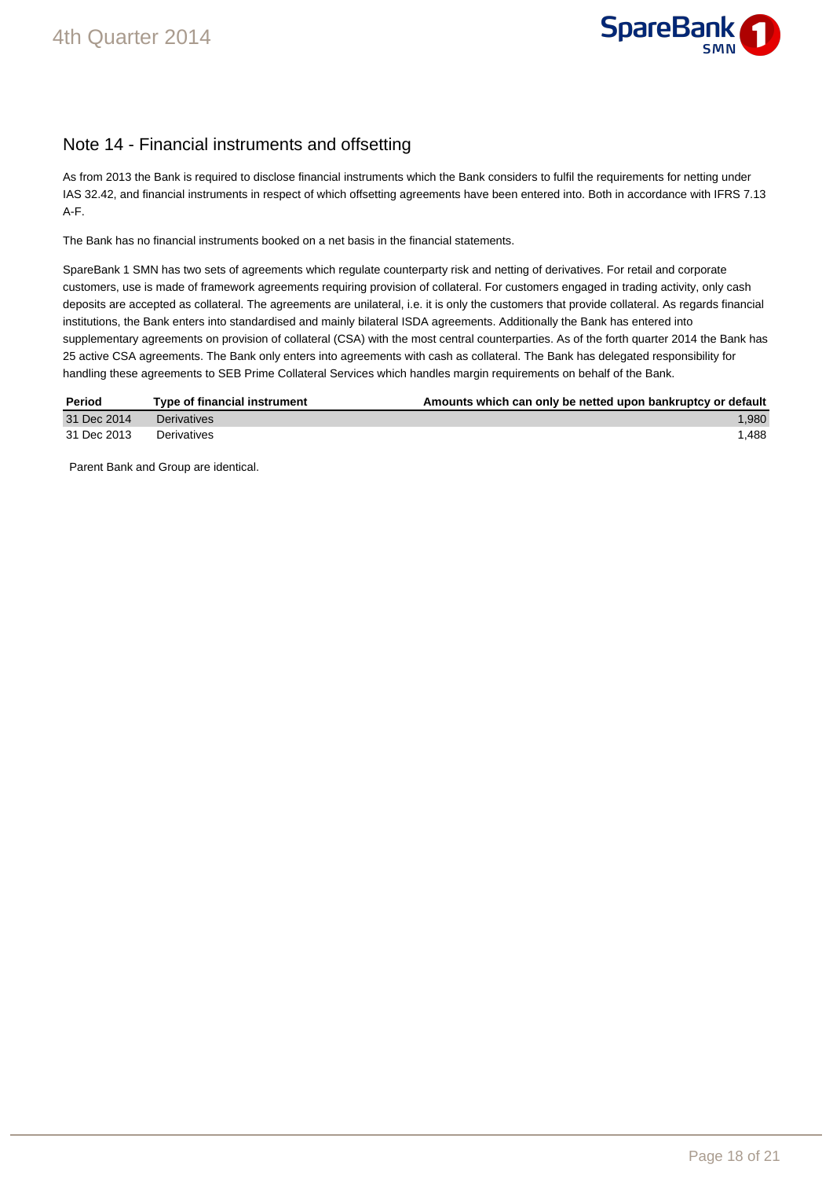## Note 14 - Financial instruments and offsetting

As from 2013 the Bank is required to disclose financial instruments which the Bank considers to fulfil the requirements for netting under IAS 32.42, and financial instruments in respect of which offsetting agreements have been entered into. Both in accordance with IFRS 7.13 A-F.

The Bank has no financial instruments booked on a net basis in the financial statements.

SpareBank 1 SMN has two sets of agreements which regulate counterparty risk and netting of derivatives. For retail and corporate customers, use is made of framework agreements requiring provision of collateral. For customers engaged in trading activity, only cash deposits are accepted as collateral. The agreements are unilateral, i.e. it is only the customers that provide collateral. As regards financial institutions, the Bank enters into standardised and mainly bilateral ISDA agreements. Additionally the Bank has entered into supplementary agreements on provision of collateral (CSA) with the most central counterparties. As of the forth quarter 2014 the Bank has 25 active CSA agreements. The Bank only enters into agreements with cash as collateral. The Bank has delegated responsibility for handling these agreements to SEB Prime Collateral Services which handles margin requirements on behalf of the Bank.

| Period | Type of financial instrument | Amounts which can only be netted upon bankruptcy or default |
|---|---|---:|
| 31 Dec 2014 | Derivatives | 1,980 |
| 31 Dec 2013 | Derivatives | 1,488 |

Parent Bank and Group are identical.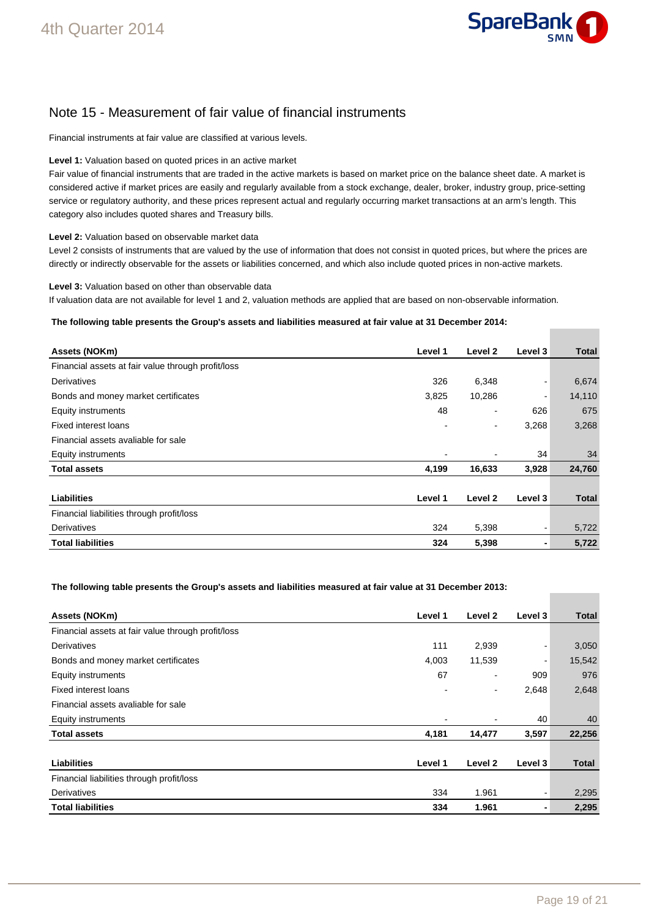## Note 15 - Measurement of fair value of financial instruments

Financial instruments at fair value are classified at various levels.

**Level 1:** Valuation based on quoted prices in an active market
Fair value of financial instruments that are traded in the active markets is based on market price on the balance sheet date. A market is considered active if market prices are easily and regularly available from a stock exchange, dealer, broker, industry group, price-setting service or regulatory authority, and these prices represent actual and regularly occurring market transactions at an arm's length. This category also includes quoted shares and Treasury bills.

**Level 2:** Valuation based on observable market data
Level 2 consists of instruments that are valued by the use of information that does not consist in quoted prices, but where the prices are directly or indirectly observable for the assets or liabilities concerned, and which also include quoted prices in non-active markets.

**Level 3:** Valuation based on other than observable data
If valuation data are not available for level 1 and 2, valuation methods are applied that are based on non-observable information.

**The following table presents the Group's assets and liabilities measured at fair value at 31 December 2014:**

| Assets (NOKm) | Level 1 | Level 2 | Level 3 | Total |
|---|---|---|---|---|
| Financial assets at fair value through profit/loss | | | | |
| Derivatives | 326 | 6,348 | - | 6,674 |
| Bonds and money market certificates | 3,825 | 10,286 | - | 14,110 |
| Equity instruments | 48 | - | 626 | 675 |
| Fixed interest loans | - | - | 3,268 | 3,268 |
| Financial assets avaliable for sale | | | | |
| Equity instruments | - | - | 34 | 34 |
| **Total assets** | **4,199** | **16,633** | **3,928** | **24,760** |

| Liabilities | Level 1 | Level 2 | Level 3 | Total |
|---|---|---|---|---|
| Financial liabilities through profit/loss | | | | |
| Derivatives | 324 | 5,398 | - | 5,722 |
| **Total liabilities** | **324** | **5,398** | **-** | **5,722** |

**The following table presents the Group's assets and liabilities measured at fair value at 31 December 2013:**

| Assets (NOKm) | Level 1 | Level 2 | Level 3 | Total |
|---|---|---|---|---|
| Financial assets at fair value through profit/loss | | | | |
| Derivatives | 111 | 2,939 | - | 3,050 |
| Bonds and money market certificates | 4,003 | 11,539 | - | 15,542 |
| Equity instruments | 67 | - | 909 | 976 |
| Fixed interest loans | - | - | 2,648 | 2,648 |
| Financial assets avaliable for sale | | | | |
| Equity instruments | - | - | 40 | 40 |
| **Total assets** | **4,181** | **14,477** | **3,597** | **22,256** |

| Liabilities | Level 1 | Level 2 | Level 3 | Total |
|---|---|---|---|---|
| Financial liabilities through profit/loss | | | | |
| Derivatives | 334 | 1.961 | - | 2,295 |
| **Total liabilities** | **334** | **1.961** | **-** | **2,295** |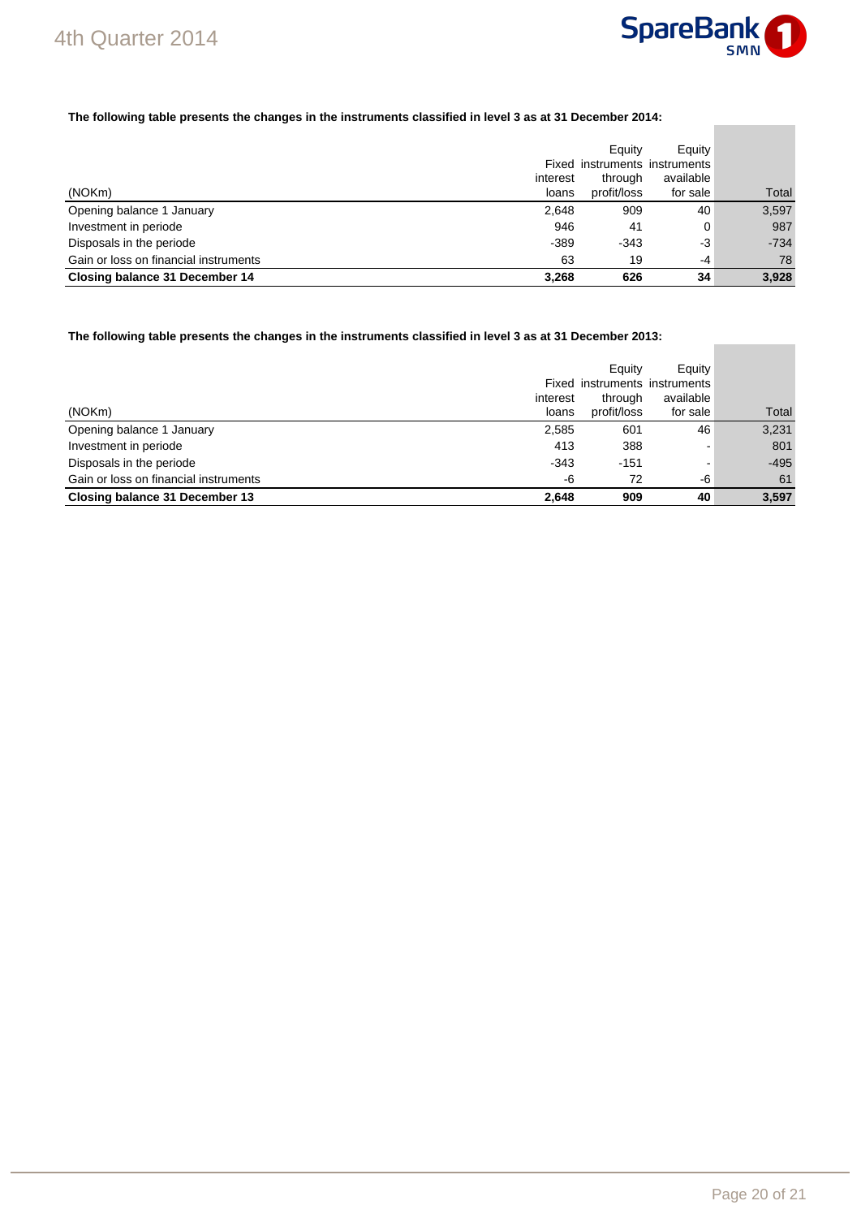**The following table presents the changes in the instruments classified in level 3 as at 31 December 2014:**

| (NOKm) | Fixed interest loans | Equity instruments through profit/loss | Equity instruments available for sale | Total |
|---|---|---|---|---|
| Opening balance 1 January | 2,648 | 909 | 40 | 3,597 |
| Investment in periode | 946 | 41 | 0 | 987 |
| Disposals in the periode | -389 | -343 | -3 | -734 |
| Gain or loss on financial instruments | 63 | 19 | -4 | 78 |
| **Closing balance 31 December 14** | **3,268** | **626** | **34** | **3,928** |

**The following table presents the changes in the instruments classified in level 3 as at 31 December 2013:**

| (NOKm) | Fixed interest loans | Equity instruments through profit/loss | Equity instruments available for sale | Total |
|---|---|---|---|---|
| Opening balance 1 January | 2,585 | 601 | 46 | 3,231 |
| Investment in periode | 413 | 388 | - | 801 |
| Disposals in the periode | -343 | -151 | - | -495 |
| Gain or loss on financial instruments | -6 | 72 | -6 | 61 |
| **Closing balance 31 December 13** | **2,648** | **909** | **40** | **3,597** |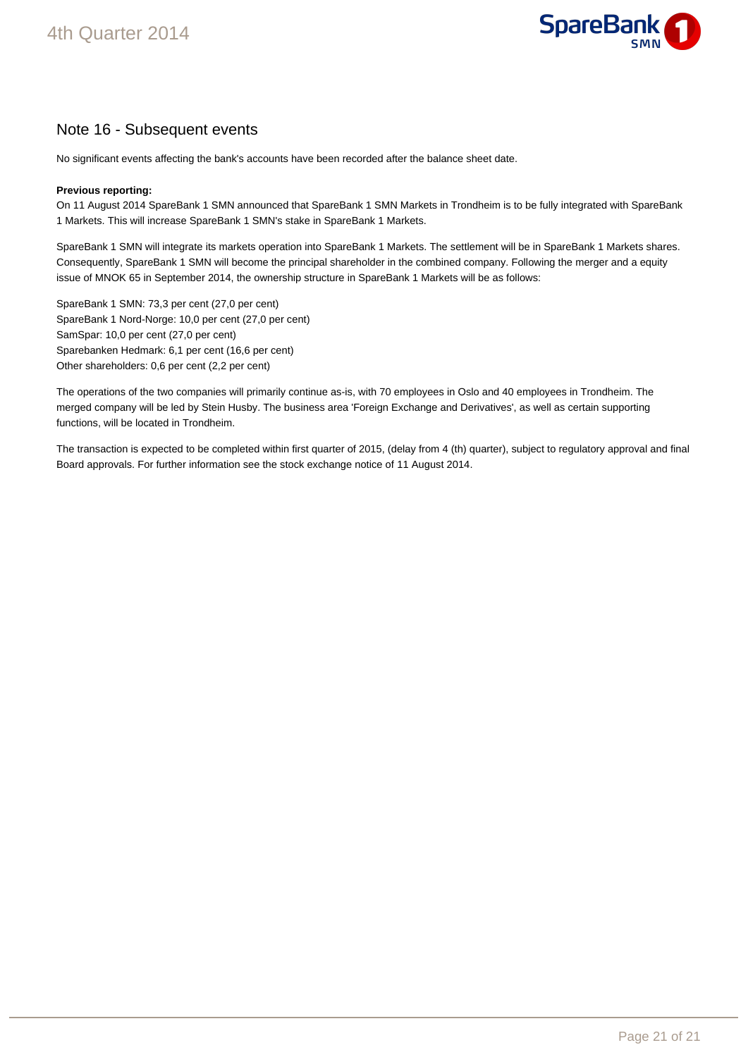## Note 16 - Subsequent events

No significant events affecting the bank's accounts have been recorded after the balance sheet date.

**Previous reporting:**

On 11 August 2014 SpareBank 1 SMN announced that SpareBank 1 SMN Markets in Trondheim is to be fully integrated with SpareBank 1 Markets. This will increase SpareBank 1 SMN's stake in SpareBank 1 Markets.

SpareBank 1 SMN will integrate its markets operation into SpareBank 1 Markets. The settlement will be in SpareBank 1 Markets shares. Consequently, SpareBank 1 SMN will become the principal shareholder in the combined company. Following the merger and a equity issue of MNOK 65 in September 2014, the ownership structure in SpareBank 1 Markets will be as follows:

SpareBank 1 SMN: 73,3 per cent (27,0 per cent)
SpareBank 1 Nord-Norge: 10,0 per cent (27,0 per cent)
SamSpar: 10,0 per cent (27,0 per cent)
Sparebanken Hedmark: 6,1 per cent (16,6 per cent)
Other shareholders: 0,6 per cent (2,2 per cent)

The operations of the two companies will primarily continue as-is, with 70 employees in Oslo and 40 employees in Trondheim. The merged company will be led by Stein Husby. The business area 'Foreign Exchange and Derivatives', as well as certain supporting functions, will be located in Trondheim.

The transaction is expected to be completed within first quarter of 2015, (delay from 4 (th) quarter), subject to regulatory approval and final Board approvals. For further information see the stock exchange notice of 11 August 2014.